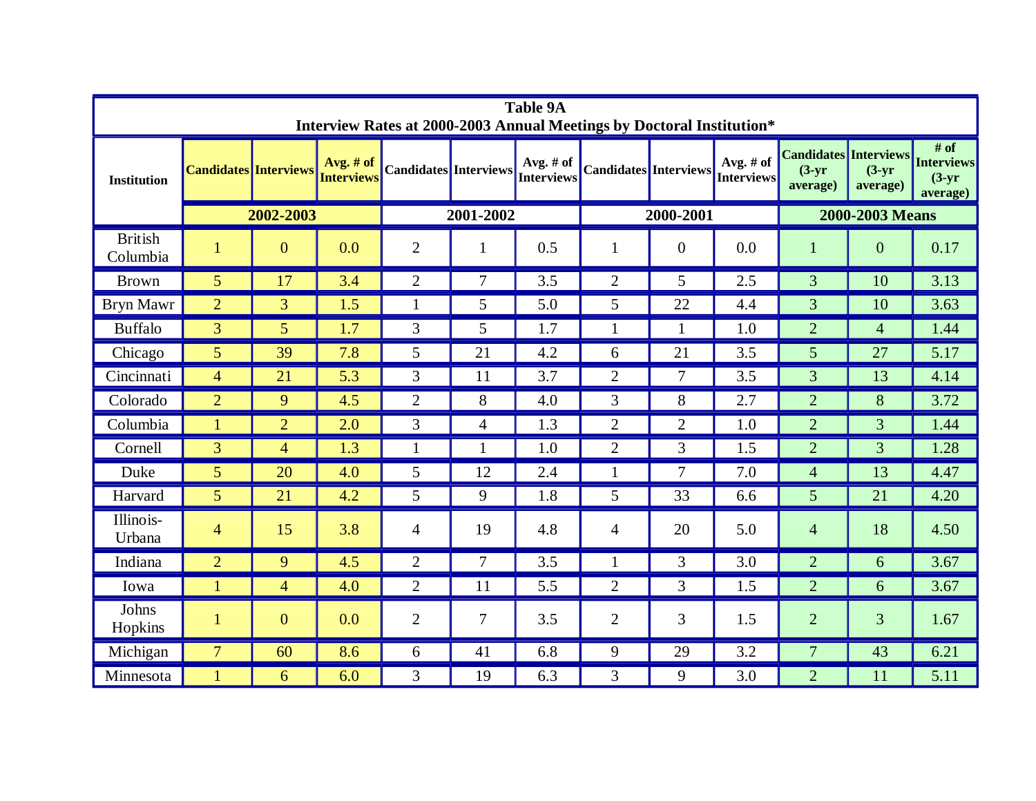**Table 9A**
**Interview Rates at 2000-2003 Annual Meetings by Doctoral Institution***

| Institution | Candidates | Interviews | Avg. # of Interviews | Candidates | Interviews | Avg. # of Interviews | Candidates | Interviews | Avg. # of Interviews | Candidates (3-yr average) | Interviews (3-yr average) | # of Interviews (3-yr average) |
|---|---|---|---|---|---|---|---|---|---|---|---|---|
| | 2002-2003 | | | 2001-2002 | | | 2000-2001 | | | 2000-2003 Means | | |
| British Columbia | 1 | 0 | 0.0 | 2 | 1 | 0.5 | 1 | 0 | 0.0 | 1 | 0 | 0.17 |
| Brown | 5 | 17 | 3.4 | 2 | 7 | 3.5 | 2 | 5 | 2.5 | 3 | 10 | 3.13 |
| Bryn Mawr | 2 | 3 | 1.5 | 1 | 5 | 5.0 | 5 | 22 | 4.4 | 3 | 10 | 3.63 |
| Buffalo | 3 | 5 | 1.7 | 3 | 5 | 1.7 | 1 | 1 | 1.0 | 2 | 4 | 1.44 |
| Chicago | 5 | 39 | 7.8 | 5 | 21 | 4.2 | 6 | 21 | 3.5 | 5 | 27 | 5.17 |
| Cincinnati | 4 | 21 | 5.3 | 3 | 11 | 3.7 | 2 | 7 | 3.5 | 3 | 13 | 4.14 |
| Colorado | 2 | 9 | 4.5 | 2 | 8 | 4.0 | 3 | 8 | 2.7 | 2 | 8 | 3.72 |
| Columbia | 1 | 2 | 2.0 | 3 | 4 | 1.3 | 2 | 2 | 1.0 | 2 | 3 | 1.44 |
| Cornell | 3 | 4 | 1.3 | 1 | 1 | 1.0 | 2 | 3 | 1.5 | 2 | 3 | 1.28 |
| Duke | 5 | 20 | 4.0 | 5 | 12 | 2.4 | 1 | 7 | 7.0 | 4 | 13 | 4.47 |
| Harvard | 5 | 21 | 4.2 | 5 | 9 | 1.8 | 5 | 33 | 6.6 | 5 | 21 | 4.20 |
| Illinois-Urbana | 4 | 15 | 3.8 | 4 | 19 | 4.8 | 4 | 20 | 5.0 | 4 | 18 | 4.50 |
| Indiana | 2 | 9 | 4.5 | 2 | 7 | 3.5 | 1 | 3 | 3.0 | 2 | 6 | 3.67 |
| Iowa | 1 | 4 | 4.0 | 2 | 11 | 5.5 | 2 | 3 | 1.5 | 2 | 6 | 3.67 |
| Johns Hopkins | 1 | 0 | 0.0 | 2 | 7 | 3.5 | 2 | 3 | 1.5 | 2 | 3 | 1.67 |
| Michigan | 7 | 60 | 8.6 | 6 | 41 | 6.8 | 9 | 29 | 3.2 | 7 | 43 | 6.21 |
| Minnesota | 1 | 6 | 6.0 | 3 | 19 | 6.3 | 3 | 9 | 3.0 | 2 | 11 | 5.11 |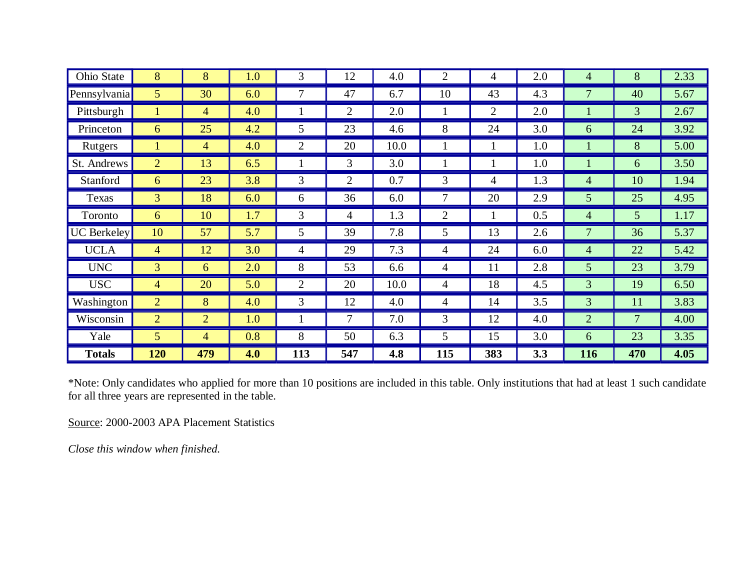| | | | | | | | | | | | | |
|---|---|---|---|---|---|---|---|---|---|---|---|---|
| Ohio State | 8 | 8 | 1.0 | 3 | 12 | 4.0 | 2 | 4 | 2.0 | 4 | 8 | 2.33 |
| Pennsylvania | 5 | 30 | 6.0 | 7 | 47 | 6.7 | 10 | 43 | 4.3 | 7 | 40 | 5.67 |
| Pittsburgh | 1 | 4 | 4.0 | 1 | 2 | 2.0 | 1 | 2 | 2.0 | 1 | 3 | 2.67 |
| Princeton | 6 | 25 | 4.2 | 5 | 23 | 4.6 | 8 | 24 | 3.0 | 6 | 24 | 3.92 |
| Rutgers | 1 | 4 | 4.0 | 2 | 20 | 10.0 | 1 | 1 | 1.0 | 1 | 8 | 5.00 |
| St. Andrews | 2 | 13 | 6.5 | 1 | 3 | 3.0 | 1 | 1 | 1.0 | 1 | 6 | 3.50 |
| Stanford | 6 | 23 | 3.8 | 3 | 2 | 0.7 | 3 | 4 | 1.3 | 4 | 10 | 1.94 |
| Texas | 3 | 18 | 6.0 | 6 | 36 | 6.0 | 7 | 20 | 2.9 | 5 | 25 | 4.95 |
| Toronto | 6 | 10 | 1.7 | 3 | 4 | 1.3 | 2 | 1 | 0.5 | 4 | 5 | 1.17 |
| UC Berkeley | 10 | 57 | 5.7 | 5 | 39 | 7.8 | 5 | 13 | 2.6 | 7 | 36 | 5.37 |
| UCLA | 4 | 12 | 3.0 | 4 | 29 | 7.3 | 4 | 24 | 6.0 | 4 | 22 | 5.42 |
| UNC | 3 | 6 | 2.0 | 8 | 53 | 6.6 | 4 | 11 | 2.8 | 5 | 23 | 3.79 |
| USC | 4 | 20 | 5.0 | 2 | 20 | 10.0 | 4 | 18 | 4.5 | 3 | 19 | 6.50 |
| Washington | 2 | 8 | 4.0 | 3 | 12 | 4.0 | 4 | 14 | 3.5 | 3 | 11 | 3.83 |
| Wisconsin | 2 | 2 | 1.0 | 1 | 7 | 7.0 | 3 | 12 | 4.0 | 2 | 7 | 4.00 |
| Yale | 5 | 4 | 0.8 | 8 | 50 | 6.3 | 5 | 15 | 3.0 | 6 | 23 | 3.35 |
| **Totals** | **120** | **479** | **4.0** | **113** | **547** | **4.8** | **115** | **383** | **3.3** | **116** | **470** | **4.05** |

*Note: Only candidates who applied for more than 10 positions are included in this table. Only institutions that had at least 1 such candidate for all three years are represented in the table.

Source: 2000-2003 APA Placement Statistics

*Close this window when finished.*